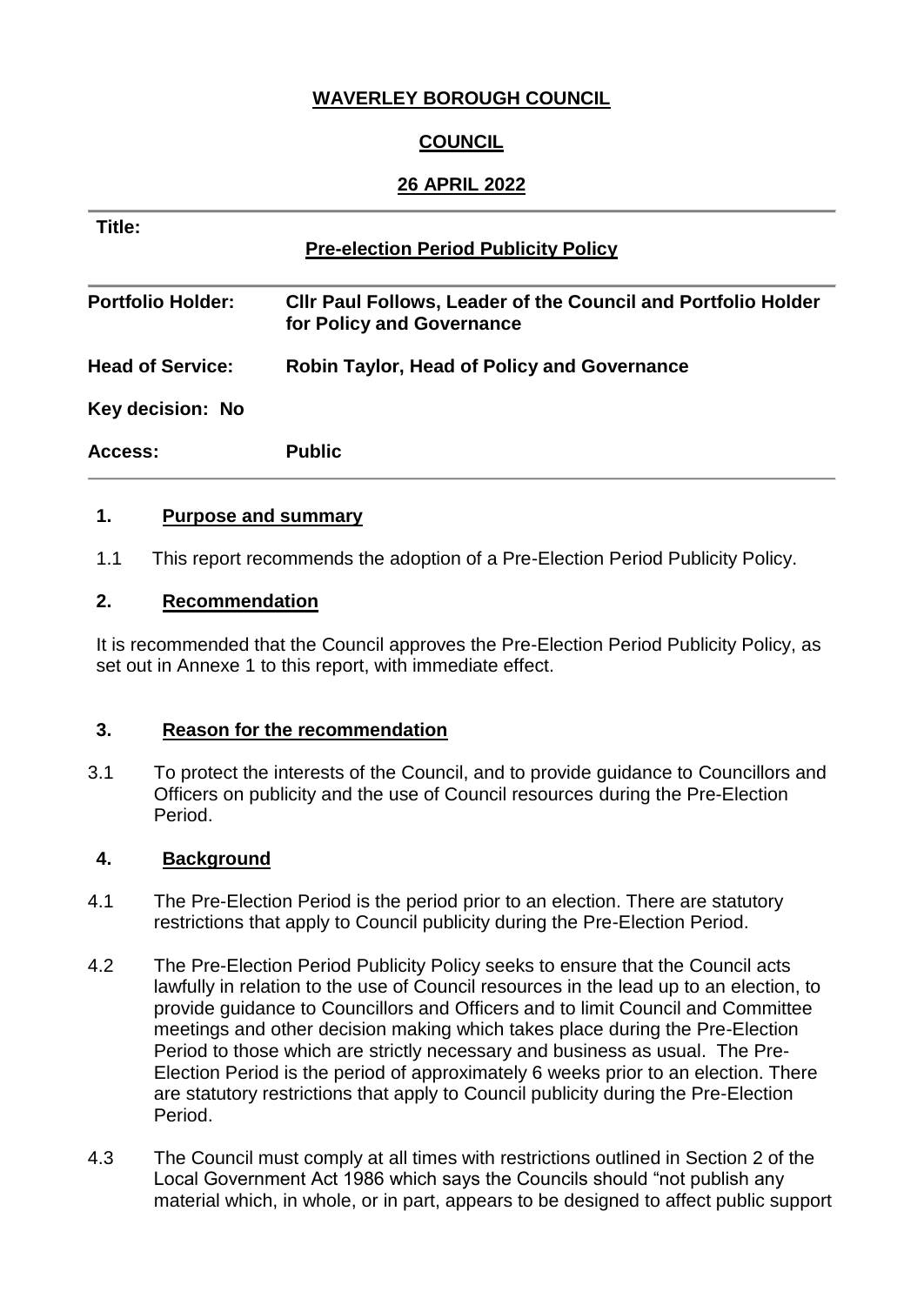**WAVERLEY BOROUGH COUNCIL**

**COUNCIL**

**26 APRIL 2022**

| **Title:** | **Pre-election Period Publicity Policy** |
| --- | --- |
| **Portfolio Holder:** | **Cllr Paul Follows, Leader of the Council and Portfolio Holder for Policy and Governance** |
| **Head of Service:** | **Robin Taylor, Head of Policy and Governance** |
| **Key decision: No** | |
| **Access:** | **Public** |

## 1. Purpose and summary

1.1 This report recommends the adoption of a Pre-Election Period Publicity Policy.

## 2. Recommendation

It is recommended that the Council approves the Pre-Election Period Publicity Policy, as set out in Annexe 1 to this report, with immediate effect.

## 3. Reason for the recommendation

3.1 To protect the interests of the Council, and to provide guidance to Councillors and Officers on publicity and the use of Council resources during the Pre-Election Period.

## 4. Background

4.1 The Pre-Election Period is the period prior to an election. There are statutory restrictions that apply to Council publicity during the Pre-Election Period.

4.2 The Pre-Election Period Publicity Policy seeks to ensure that the Council acts lawfully in relation to the use of Council resources in the lead up to an election, to provide guidance to Councillors and Officers and to limit Council and Committee meetings and other decision making which takes place during the Pre-Election Period to those which are strictly necessary and business as usual. The Pre-Election Period is the period of approximately 6 weeks prior to an election. There are statutory restrictions that apply to Council publicity during the Pre-Election Period.

4.3 The Council must comply at all times with restrictions outlined in Section 2 of the Local Government Act 1986 which says the Councils should "not publish any material which, in whole, or in part, appears to be designed to affect public support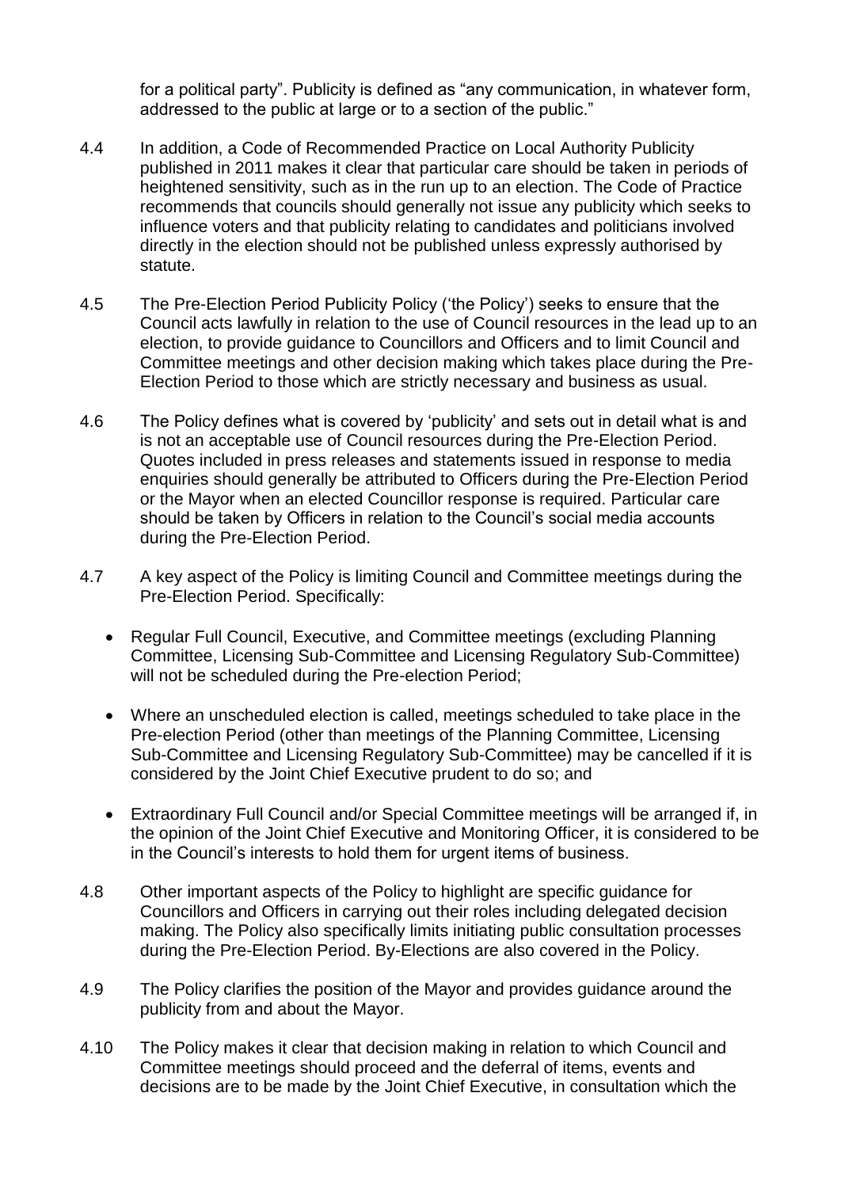for a political party". Publicity is defined as "any communication, in whatever form, addressed to the public at large or to a section of the public."

4.4 In addition, a Code of Recommended Practice on Local Authority Publicity published in 2011 makes it clear that particular care should be taken in periods of heightened sensitivity, such as in the run up to an election. The Code of Practice recommends that councils should generally not issue any publicity which seeks to influence voters and that publicity relating to candidates and politicians involved directly in the election should not be published unless expressly authorised by statute.

4.5 The Pre-Election Period Publicity Policy ('the Policy') seeks to ensure that the Council acts lawfully in relation to the use of Council resources in the lead up to an election, to provide guidance to Councillors and Officers and to limit Council and Committee meetings and other decision making which takes place during the Pre-Election Period to those which are strictly necessary and business as usual.

4.6 The Policy defines what is covered by 'publicity' and sets out in detail what is and is not an acceptable use of Council resources during the Pre-Election Period. Quotes included in press releases and statements issued in response to media enquiries should generally be attributed to Officers during the Pre-Election Period or the Mayor when an elected Councillor response is required. Particular care should be taken by Officers in relation to the Council's social media accounts during the Pre-Election Period.

4.7 A key aspect of the Policy is limiting Council and Committee meetings during the Pre-Election Period. Specifically:

- Regular Full Council, Executive, and Committee meetings (excluding Planning Committee, Licensing Sub-Committee and Licensing Regulatory Sub-Committee) will not be scheduled during the Pre-election Period;
- Where an unscheduled election is called, meetings scheduled to take place in the Pre-election Period (other than meetings of the Planning Committee, Licensing Sub-Committee and Licensing Regulatory Sub-Committee) may be cancelled if it is considered by the Joint Chief Executive prudent to do so; and
- Extraordinary Full Council and/or Special Committee meetings will be arranged if, in the opinion of the Joint Chief Executive and Monitoring Officer, it is considered to be in the Council's interests to hold them for urgent items of business.

4.8 Other important aspects of the Policy to highlight are specific guidance for Councillors and Officers in carrying out their roles including delegated decision making. The Policy also specifically limits initiating public consultation processes during the Pre-Election Period. By-Elections are also covered in the Policy.

4.9 The Policy clarifies the position of the Mayor and provides guidance around the publicity from and about the Mayor.

4.10 The Policy makes it clear that decision making in relation to which Council and Committee meetings should proceed and the deferral of items, events and decisions are to be made by the Joint Chief Executive, in consultation which the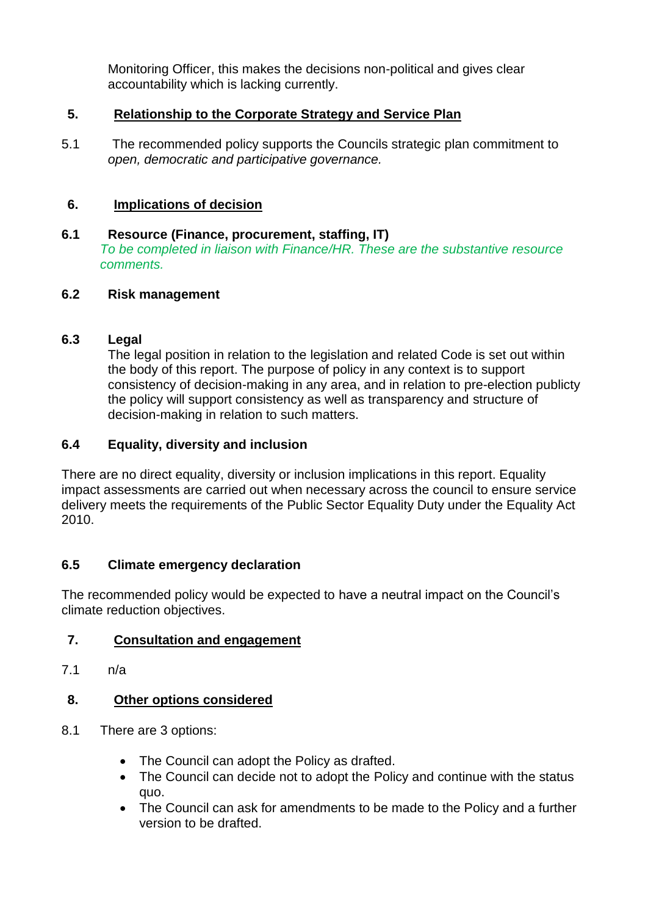Monitoring Officer, this makes the decisions non-political and gives clear accountability which is lacking currently.

## 5. Relationship to the Corporate Strategy and Service Plan

5.1 The recommended policy supports the Councils strategic plan commitment to *open, democratic and participative governance.*

## 6. Implications of decision

### 6.1 Resource (Finance, procurement, staffing, IT)

*To be completed in liaison with Finance/HR. These are the substantive resource comments.*

### 6.2 Risk management

### 6.3 Legal

The legal position in relation to the legislation and related Code is set out within the body of this report. The purpose of policy in any context is to support consistency of decision-making in any area, and in relation to pre-election publicty the policy will support consistency as well as transparency and structure of decision-making in relation to such matters.

### 6.4 Equality, diversity and inclusion

There are no direct equality, diversity or inclusion implications in this report. Equality impact assessments are carried out when necessary across the council to ensure service delivery meets the requirements of the Public Sector Equality Duty under the Equality Act 2010.

### 6.5 Climate emergency declaration

The recommended policy would be expected to have a neutral impact on the Council's climate reduction objectives.

## 7. Consultation and engagement

7.1 n/a

## 8. Other options considered

8.1 There are 3 options:

- The Council can adopt the Policy as drafted.
- The Council can decide not to adopt the Policy and continue with the status quo.
- The Council can ask for amendments to be made to the Policy and a further version to be drafted.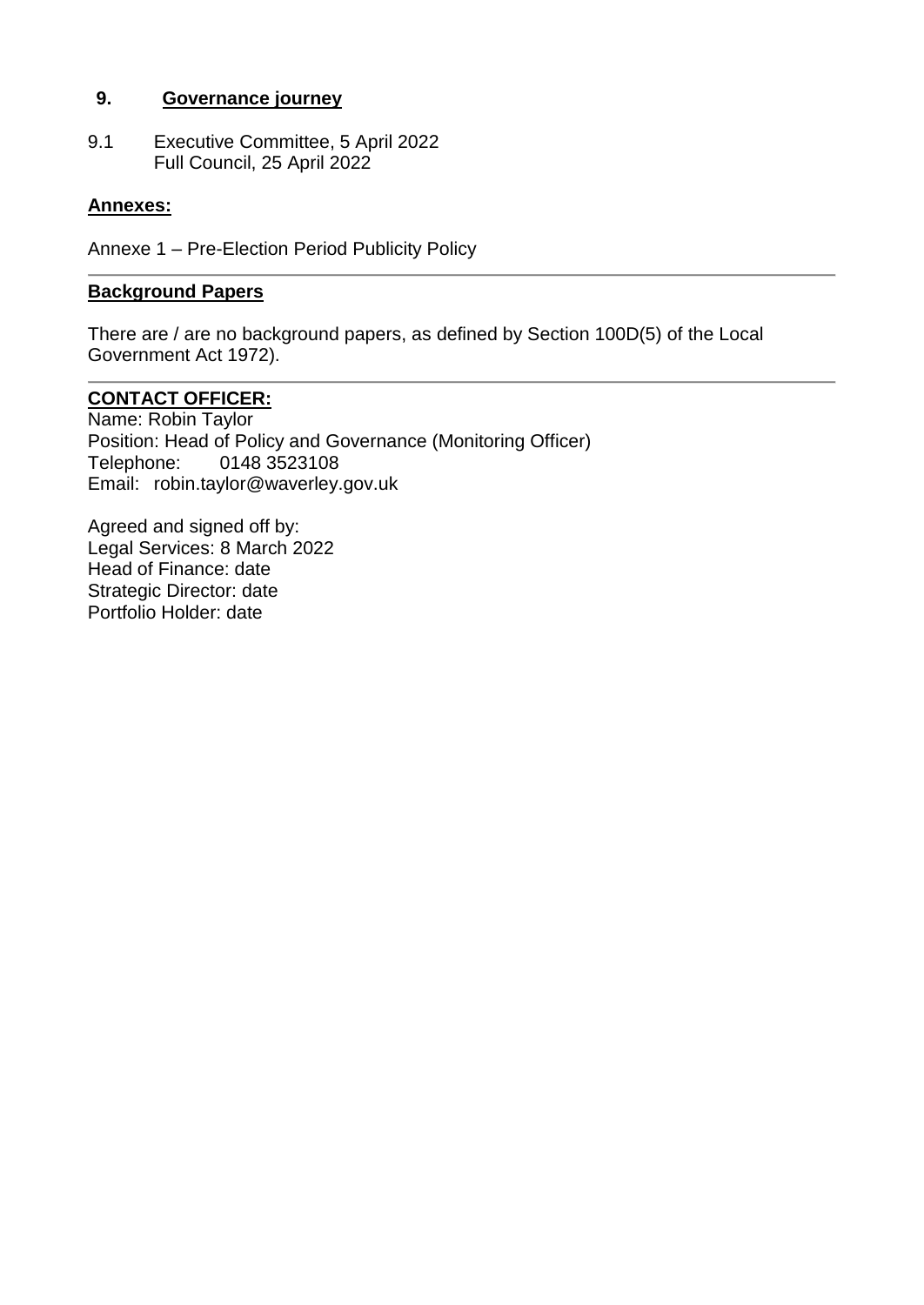## 9. Governance journey

9.1 Executive Committee, 5 April 2022
Full Council, 25 April 2022

**Annexes:**

Annexe 1 – Pre-Election Period Publicity Policy

---

**Background Papers**

There are / are no background papers, as defined by Section 100D(5) of the Local Government Act 1972).

---

**CONTACT OFFICER:**

Name: Robin Taylor
Position: Head of Policy and Governance (Monitoring Officer)
Telephone: 0148 3523108
Email: robin.taylor@waverley.gov.uk

Agreed and signed off by:
Legal Services: 8 March 2022
Head of Finance: date
Strategic Director: date
Portfolio Holder: date